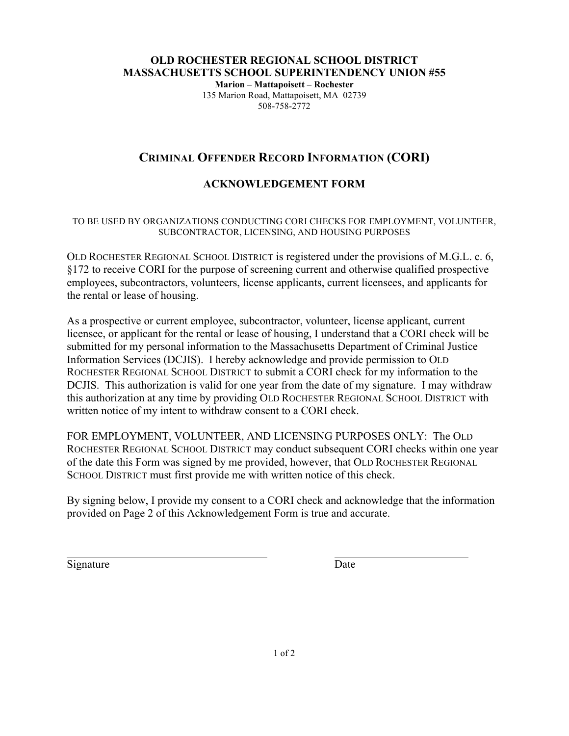**OLD ROCHESTER REGIONAL SCHOOL DISTRICT**
**MASSACHUSETTS SCHOOL SUPERINTENDENCY UNION #55**
**Marion – Mattapoisett – Rochester**
135 Marion Road, Mattapoisett, MA 02739
508-758-2772

# CRIMINAL OFFENDER RECORD INFORMATION (CORI)

## ACKNOWLEDGEMENT FORM

TO BE USED BY ORGANIZATIONS CONDUCTING CORI CHECKS FOR EMPLOYMENT, VOLUNTEER, SUBCONTRACTOR, LICENSING, AND HOUSING PURPOSES

OLD ROCHESTER REGIONAL SCHOOL DISTRICT is registered under the provisions of M.G.L. c. 6, §172 to receive CORI for the purpose of screening current and otherwise qualified prospective employees, subcontractors, volunteers, license applicants, current licensees, and applicants for the rental or lease of housing.

As a prospective or current employee, subcontractor, volunteer, license applicant, current licensee, or applicant for the rental or lease of housing, I understand that a CORI check will be submitted for my personal information to the Massachusetts Department of Criminal Justice Information Services (DCJIS). I hereby acknowledge and provide permission to OLD ROCHESTER REGIONAL SCHOOL DISTRICT to submit a CORI check for my information to the DCJIS. This authorization is valid for one year from the date of my signature. I may withdraw this authorization at any time by providing OLD ROCHESTER REGIONAL SCHOOL DISTRICT with written notice of my intent to withdraw consent to a CORI check.

FOR EMPLOYMENT, VOLUNTEER, AND LICENSING PURPOSES ONLY: The OLD ROCHESTER REGIONAL SCHOOL DISTRICT may conduct subsequent CORI checks within one year of the date this Form was signed by me provided, however, that OLD ROCHESTER REGIONAL SCHOOL DISTRICT must first provide me with written notice of this check.

By signing below, I provide my consent to a CORI check and acknowledge that the information provided on Page 2 of this Acknowledgement Form is true and accurate.

\_\_\_\_\_\_\_\_\_\_\_\_\_\_\_\_\_\_\_\_\_\_\_\_\_\_\_\_\_\_\_\_\_\_\_\_ \_\_\_\_\_\_\_\_\_\_\_\_\_\_\_\_\_\_\_\_\_\_\_\_
Signature Date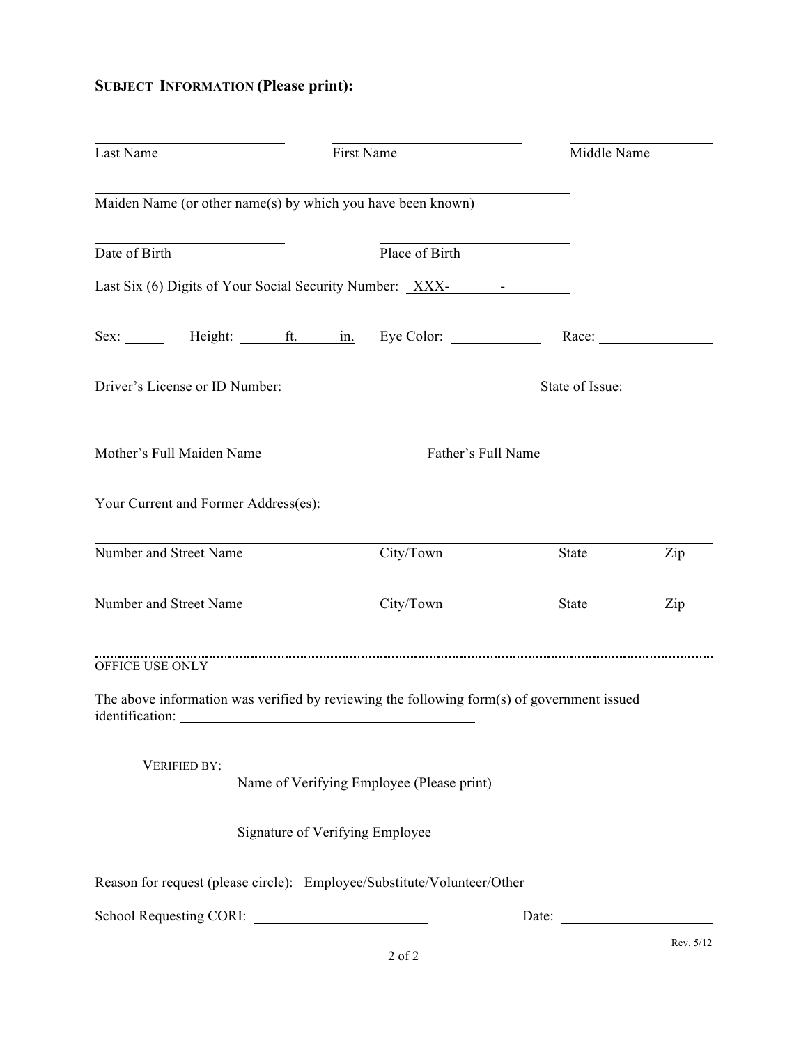## SUBJECT INFORMATION (Please print):

\_\_\_\_\_\_\_\_\_\_\_\_\_\_\_\_\_\_\_\_ \_\_\_\_\_\_\_\_\_\_\_\_\_\_\_\_\_\_\_\_ \_\_\_\_\_\_\_\_\_\_\_\_\_\_\_\_
Last Name First Name Middle Name

\_\_\_\_\_\_\_\_\_\_\_\_\_\_\_\_\_\_\_\_\_\_\_\_\_\_\_\_\_\_\_\_\_\_\_\_\_\_\_\_\_\_\_\_\_\_\_\_
Maiden Name (or other name(s) by which you have been known)

\_\_\_\_\_\_\_\_\_\_\_\_\_\_\_\_\_\_\_\_ \_\_\_\_\_\_\_\_\_\_\_\_\_\_\_\_\_\_\_\_
Date of Birth Place of Birth

Last Six (6) Digits of Your Social Security Number: XXX-\_\_\_\_\_\_\_-\_\_\_\_\_\_\_\_

Sex: \_\_\_\_\_ Height: \_\_\_\_\_ ft. \_\_\_\_\_ in. Eye Color: \_\_\_\_\_\_\_\_\_\_ Race: \_\_\_\_\_\_\_\_\_\_\_\_

Driver's License or ID Number: \_\_\_\_\_\_\_\_\_\_\_\_\_\_\_\_\_\_\_\_\_\_\_\_\_\_ State of Issue: \_\_\_\_\_\_\_\_\_

\_\_\_\_\_\_\_\_\_\_\_\_\_\_\_\_\_\_\_\_\_\_\_\_\_\_\_\_\_\_ \_\_\_\_\_\_\_\_\_\_\_\_\_\_\_\_\_\_\_\_\_\_\_\_\_\_\_\_\_\_
Mother's Full Maiden Name Father's Full Name

Your Current and Former Address(es):

\_\_\_\_\_\_\_\_\_\_\_\_\_\_\_\_\_\_\_\_\_\_\_\_\_\_\_\_\_\_\_\_\_\_\_\_\_\_\_\_\_\_\_\_\_\_\_\_\_\_\_\_\_\_\_\_\_\_\_\_\_\_\_\_
Number and Street Name City/Town State Zip

\_\_\_\_\_\_\_\_\_\_\_\_\_\_\_\_\_\_\_\_\_\_\_\_\_\_\_\_\_\_\_\_\_\_\_\_\_\_\_\_\_\_\_\_\_\_\_\_\_\_\_\_\_\_\_\_\_\_\_\_\_\_\_\_
Number and Street Name City/Town State Zip

---

OFFICE USE ONLY

The above information was verified by reviewing the following form(s) of government issued identification: \_\_\_\_\_\_\_\_\_\_\_\_\_\_\_\_\_\_\_\_\_\_\_\_\_\_\_\_\_\_\_\_

VERIFIED BY: \_\_\_\_\_\_\_\_\_\_\_\_\_\_\_\_\_\_\_\_\_\_\_\_\_\_\_\_\_\_
Name of Verifying Employee (Please print)

\_\_\_\_\_\_\_\_\_\_\_\_\_\_\_\_\_\_\_\_\_\_\_\_\_\_\_\_\_\_
Signature of Verifying Employee

Reason for request (please circle): Employee/Substitute/Volunteer/Other \_\_\_\_\_\_\_\_\_\_\_\_\_\_\_\_\_\_\_\_

School Requesting CORI: \_\_\_\_\_\_\_\_\_\_\_\_\_\_\_\_\_\_\_\_ Date: \_\_\_\_\_\_\_\_\_\_\_\_\_\_\_\_

Rev. 5/12